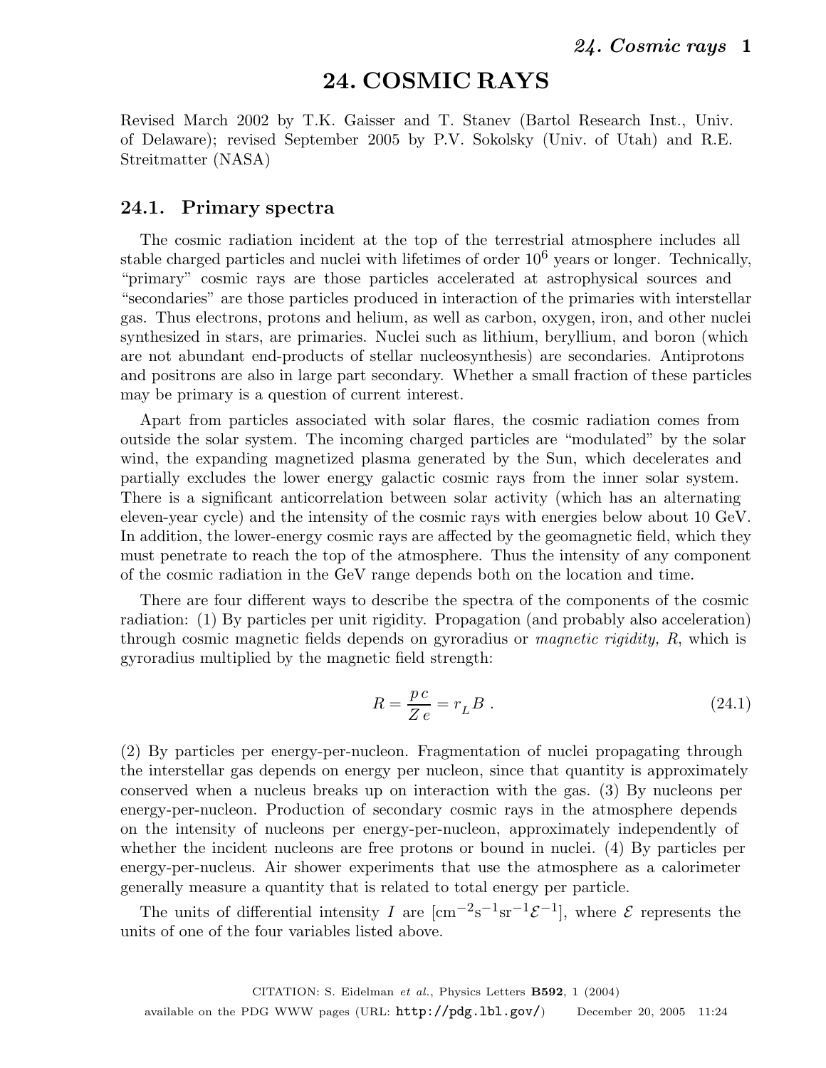# 24. COSMIC RAYS

Revised March 2002 by T.K. Gaisser and T. Stanev (Bartol Research Inst., Univ. of Delaware); revised September 2005 by P.V. Sokolsky (Univ. of Utah) and R.E. Streitmatter (NASA)

## 24.1. Primary spectra

The cosmic radiation incident at the top of the terrestrial atmosphere includes all stable charged particles and nuclei with lifetimes of order $10^6$ years or longer. Technically, "primary" cosmic rays are those particles accelerated at astrophysical sources and "secondaries" are those particles produced in interaction of the primaries with interstellar gas. Thus electrons, protons and helium, as well as carbon, oxygen, iron, and other nuclei synthesized in stars, are primaries. Nuclei such as lithium, beryllium, and boron (which are not abundant end-products of stellar nucleosynthesis) are secondaries. Antiprotons and positrons are also in large part secondary. Whether a small fraction of these particles may be primary is a question of current interest.

Apart from particles associated with solar flares, the cosmic radiation comes from outside the solar system. The incoming charged particles are "modulated" by the solar wind, the expanding magnetized plasma generated by the Sun, which decelerates and partially excludes the lower energy galactic cosmic rays from the inner solar system. There is a significant anticorrelation between solar activity (which has an alternating eleven-year cycle) and the intensity of the cosmic rays with energies below about 10 GeV. In addition, the lower-energy cosmic rays are affected by the geomagnetic field, which they must penetrate to reach the top of the atmosphere. Thus the intensity of any component of the cosmic radiation in the GeV range depends both on the location and time.

There are four different ways to describe the spectra of the components of the cosmic radiation: (1) By particles per unit rigidity. Propagation (and probably also acceleration) through cosmic magnetic fields depends on gyroradius or *magnetic rigidity, R*, which is gyroradius multiplied by the magnetic field strength:

$$R = \frac{p\,c}{Z\,e} = r_L B \; . \tag{24.1}$$

(2) By particles per energy-per-nucleon. Fragmentation of nuclei propagating through the interstellar gas depends on energy per nucleon, since that quantity is approximately conserved when a nucleus breaks up on interaction with the gas. (3) By nucleons per energy-per-nucleon. Production of secondary cosmic rays in the atmosphere depends on the intensity of nucleons per energy-per-nucleon, approximately independently of whether the incident nucleons are free protons or bound in nuclei. (4) By particles per energy-per-nucleus. Air shower experiments that use the atmosphere as a calorimeter generally measure a quantity that is related to total energy per particle.

The units of differential intensity $I$ are [$\mathrm{cm}^{-2}\mathrm{s}^{-1}\mathrm{sr}^{-1}\mathcal{E}^{-1}$], where $\mathcal{E}$ represents the units of one of the four variables listed above.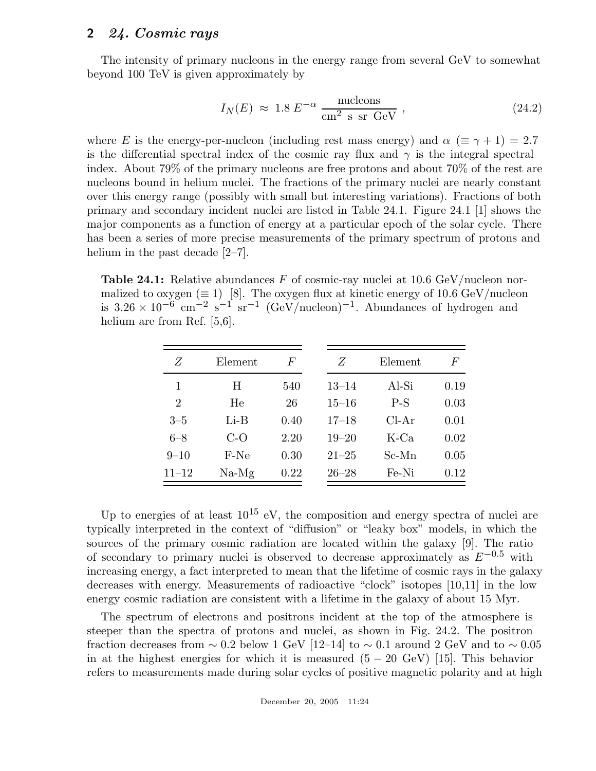The intensity of primary nucleons in the energy range from several GeV to somewhat beyond 100 TeV is given approximately by

$$I_N(E) \approx 1.8\, E^{-\alpha}\, \frac{\text{nucleons}}{\text{cm}^2\ \text{s sr GeV}}\ , \tag{24.2}$$

where $E$ is the energy-per-nucleon (including rest mass energy) and $\alpha$ ($\equiv \gamma + 1$) = 2.7 is the differential spectral index of the cosmic ray flux and $\gamma$ is the integral spectral index. About 79% of the primary nucleons are free protons and about 70% of the rest are nucleons bound in helium nuclei. The fractions of the primary nuclei are nearly constant over this energy range (possibly with small but interesting variations). Fractions of both primary and secondary incident nuclei are listed in Table 24.1. Figure 24.1 [1] shows the major components as a function of energy at a particular epoch of the solar cycle. There has been a series of more precise measurements of the primary spectrum of protons and helium in the past decade [2–7].

**Table 24.1:** Relative abundances $F$ of cosmic-ray nuclei at 10.6 GeV/nucleon normalized to oxygen ($\equiv 1$) [8]. The oxygen flux at kinetic energy of 10.6 GeV/nucleon is $3.26 \times 10^{-6}$ cm$^{-2}$ s$^{-1}$ sr$^{-1}$ (GeV/nucleon)$^{-1}$. Abundances of hydrogen and helium are from Ref. [5,6].

| $Z$ | Element | $F$ | $Z$ | Element | $F$ |
|---|---|---|---|---|---|
| 1 | H | 540 | 13–14 | Al-Si | 0.19 |
| 2 | He | 26 | 15–16 | P-S | 0.03 |
| 3–5 | Li-B | 0.40 | 17–18 | Cl-Ar | 0.01 |
| 6–8 | C-O | 2.20 | 19–20 | K-Ca | 0.02 |
| 9–10 | F-Ne | 0.30 | 21–25 | Sc-Mn | 0.05 |
| 11–12 | Na-Mg | 0.22 | 26–28 | Fe-Ni | 0.12 |

Up to energies of at least $10^{15}$ eV, the composition and energy spectra of nuclei are typically interpreted in the context of "diffusion" or "leaky box" models, in which the sources of the primary cosmic radiation are located within the galaxy [9]. The ratio of secondary to primary nuclei is observed to decrease approximately as $E^{-0.5}$ with increasing energy, a fact interpreted to mean that the lifetime of cosmic rays in the galaxy decreases with energy. Measurements of radioactive "clock" isotopes [10,11] in the low energy cosmic radiation are consistent with a lifetime in the galaxy of about 15 Myr.

The spectrum of electrons and positrons incident at the top of the atmosphere is steeper than the spectra of protons and nuclei, as shown in Fig. 24.2. The positron fraction decreases from $\sim 0.2$ below 1 GeV [12–14] to $\sim 0.1$ around 2 GeV and to $\sim 0.05$ in at the highest energies for which it is measured ($5 - 20$ GeV) [15]. This behavior refers to measurements made during solar cycles of positive magnetic polarity and at high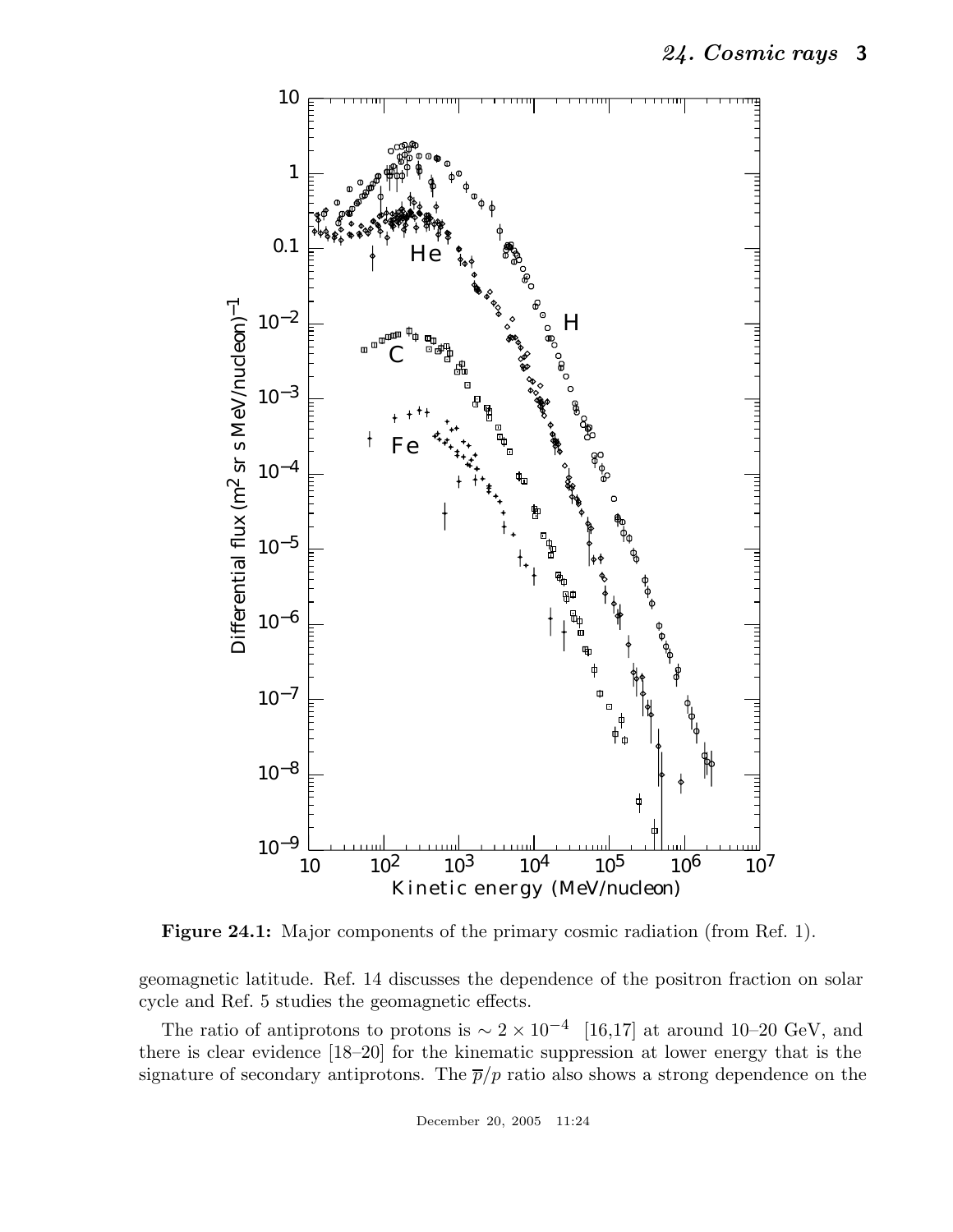**Figure 24.1:** Major components of the primary cosmic radiation (from Ref. 1).

geomagnetic latitude. Ref. 14 discusses the dependence of the positron fraction on solar cycle and Ref. 5 studies the geomagnetic effects.

The ratio of antiprotons to protons is $\sim 2 \times 10^{-4}$ [16,17] at around 10–20 GeV, and there is clear evidence [18–20] for the kinematic suppression at lower energy that is the signature of secondary antiprotons. The $\overline{p}/p$ ratio also shows a strong dependence on the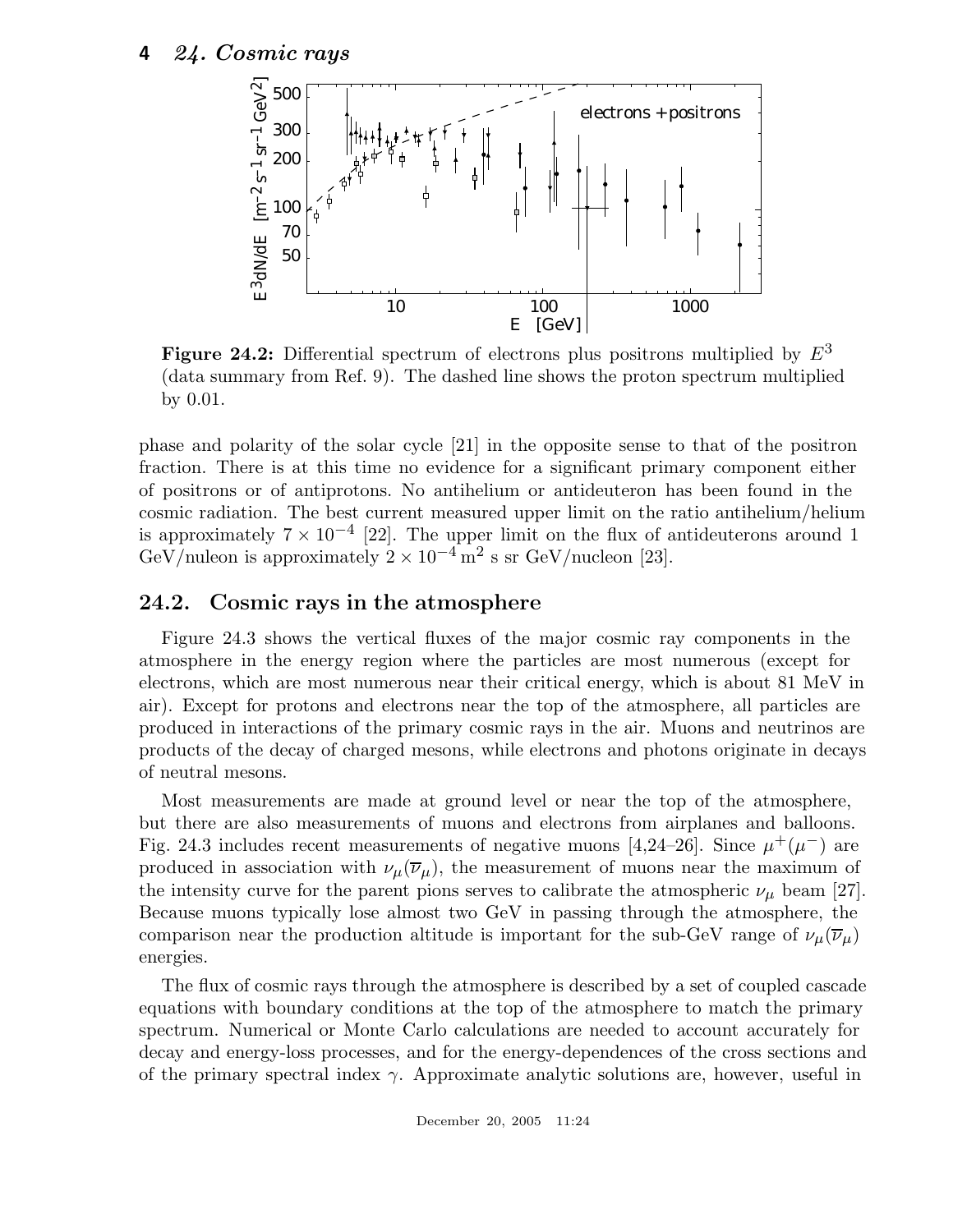**Figure 24.2:** Differential spectrum of electrons plus positrons multiplied by $E^3$ (data summary from Ref. 9). The dashed line shows the proton spectrum multiplied by 0.01.

phase and polarity of the solar cycle [21] in the opposite sense to that of the positron fraction. There is at this time no evidence for a significant primary component either of positrons or of antiprotons. No antihelium or antideuteron has been found in the cosmic radiation. The best current measured upper limit on the ratio antihelium/helium is approximately $7 \times 10^{-4}$ [22]. The upper limit on the flux of antideuterons around 1 GeV/nucleon is approximately $2 \times 10^{-4}\,\mathrm{m}^2$ s sr GeV/nucleon [23].

## 24.2. Cosmic rays in the atmosphere

Figure 24.3 shows the vertical fluxes of the major cosmic ray components in the atmosphere in the energy region where the particles are most numerous (except for electrons, which are most numerous near their critical energy, which is about 81 MeV in air). Except for protons and electrons near the top of the atmosphere, all particles are produced in interactions of the primary cosmic rays in the air. Muons and neutrinos are products of the decay of charged mesons, while electrons and photons originate in decays of neutral mesons.

Most measurements are made at ground level or near the top of the atmosphere, but there are also measurements of muons and electrons from airplanes and balloons. Fig. 24.3 includes recent measurements of negative muons [4,24–26]. Since $\mu^+(\mu^-)$ are produced in association with $\nu_\mu(\overline{\nu}_\mu)$, the measurement of muons near the maximum of the intensity curve for the parent pions serves to calibrate the atmospheric $\nu_\mu$ beam [27]. Because muons typically lose almost two GeV in passing through the atmosphere, the comparison near the production altitude is important for the sub-GeV range of $\nu_\mu(\overline{\nu}_\mu)$ energies.

The flux of cosmic rays through the atmosphere is described by a set of coupled cascade equations with boundary conditions at the top of the atmosphere to match the primary spectrum. Numerical or Monte Carlo calculations are needed to account accurately for decay and energy-loss processes, and for the energy-dependences of the cross sections and of the primary spectral index $\gamma$. Approximate analytic solutions are, however, useful in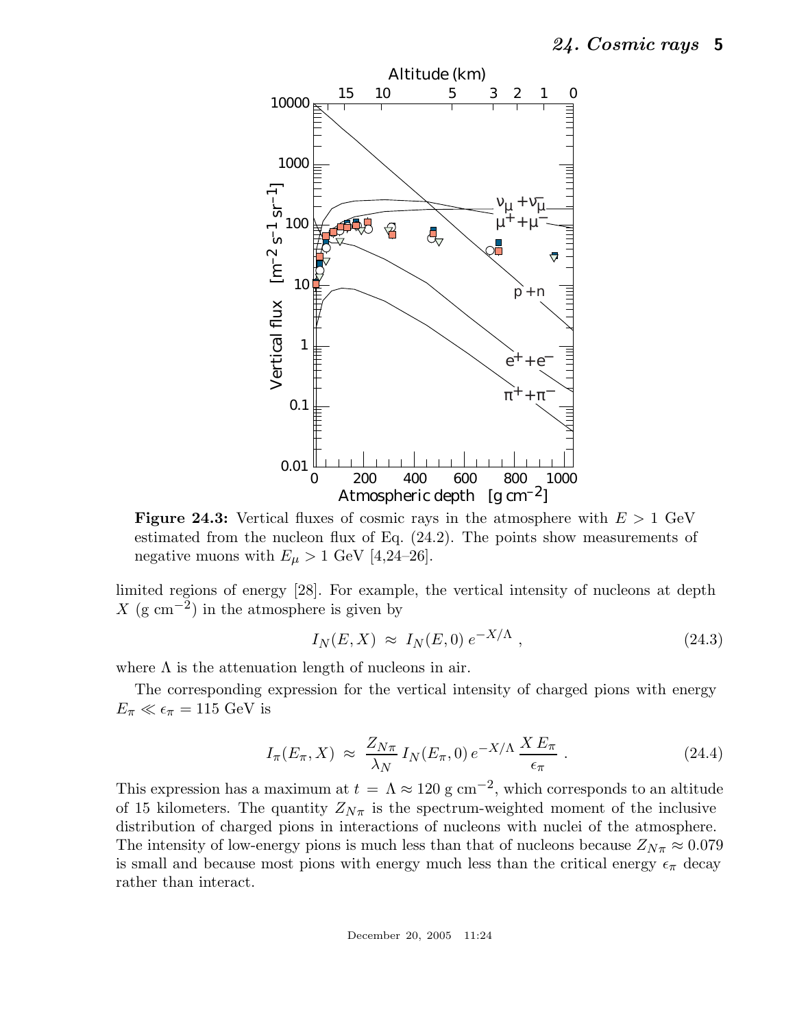**Figure 24.3:** Vertical fluxes of cosmic rays in the atmosphere with $E > 1$ GeV estimated from the nucleon flux of Eq. (24.2). The points show measurements of negative muons with $E_\mu > 1$ GeV [4,24–26].

limited regions of energy [28]. For example, the vertical intensity of nucleons at depth $X$ (g cm$^{-2}$) in the atmosphere is given by

$$I_N(E, X) \approx I_N(E, 0)\, e^{-X/\Lambda} , \tag{24.3}$$

where $\Lambda$ is the attenuation length of nucleons in air.

The corresponding expression for the vertical intensity of charged pions with energy $E_\pi \ll \epsilon_\pi = 115$ GeV is

$$I_\pi(E_\pi, X) \approx \frac{Z_{N\pi}}{\lambda_N} I_N(E_\pi, 0)\, e^{-X/\Lambda} \frac{X\, E_\pi}{\epsilon_\pi} . \tag{24.4}$$

This expression has a maximum at $t = \Lambda \approx 120$ g cm$^{-2}$, which corresponds to an altitude of 15 kilometers. The quantity $Z_{N\pi}$ is the spectrum-weighted moment of the inclusive distribution of charged pions in interactions of nucleons with nuclei of the atmosphere. The intensity of low-energy pions is much less than that of nucleons because $Z_{N\pi} \approx 0.079$ is small and because most pions with energy much less than the critical energy $\epsilon_\pi$ decay rather than interact.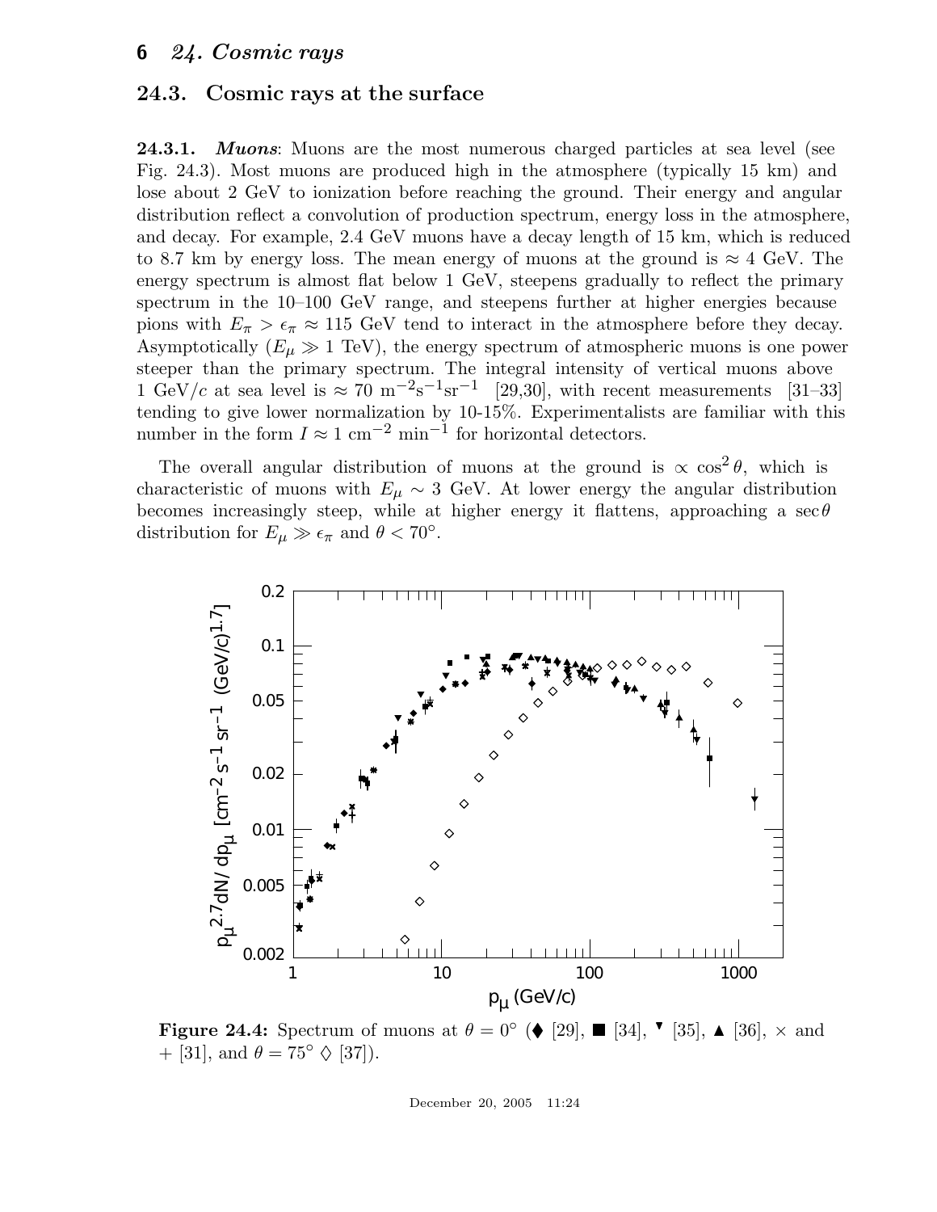## 24.3. Cosmic rays at the surface

**24.3.1.** ***Muons***: Muons are the most numerous charged particles at sea level (see Fig. 24.3). Most muons are produced high in the atmosphere (typically 15 km) and lose about 2 GeV to ionization before reaching the ground. Their energy and angular distribution reflect a convolution of production spectrum, energy loss in the atmosphere, and decay. For example, 2.4 GeV muons have a decay length of 15 km, which is reduced to 8.7 km by energy loss. The mean energy of muons at the ground is $\approx 4$ GeV. The energy spectrum is almost flat below 1 GeV, steepens gradually to reflect the primary spectrum in the 10–100 GeV range, and steepens further at higher energies because pions with $E_\pi > \epsilon_\pi \approx 115$ GeV tend to interact in the atmosphere before they decay. Asymptotically ($E_\mu \gg 1$ TeV), the energy spectrum of atmospheric muons is one power steeper than the primary spectrum. The integral intensity of vertical muons above 1 GeV/$c$ at sea level is $\approx 70\ \mathrm{m}^{-2}\mathrm{s}^{-1}\mathrm{sr}^{-1}$ [29,30], with recent measurements [31–33] tending to give lower normalization by 10-15%. Experimentalists are familiar with this number in the form $I \approx 1\ \mathrm{cm}^{-2}\ \mathrm{min}^{-1}$ for horizontal detectors.

The overall angular distribution of muons at the ground is $\propto \cos^2\theta$, which is characteristic of muons with $E_\mu \sim 3$ GeV. At lower energy the angular distribution becomes increasingly steep, while at higher energy it flattens, approaching a $\sec\theta$ distribution for $E_\mu \gg \epsilon_\pi$ and $\theta < 70°$.

**Figure 24.4:** Spectrum of muons at $\theta = 0°$ (♦ [29], ■ [34], ▼ [35], ▲ [36], × and + [31], and $\theta = 75°$ ◊ [37]).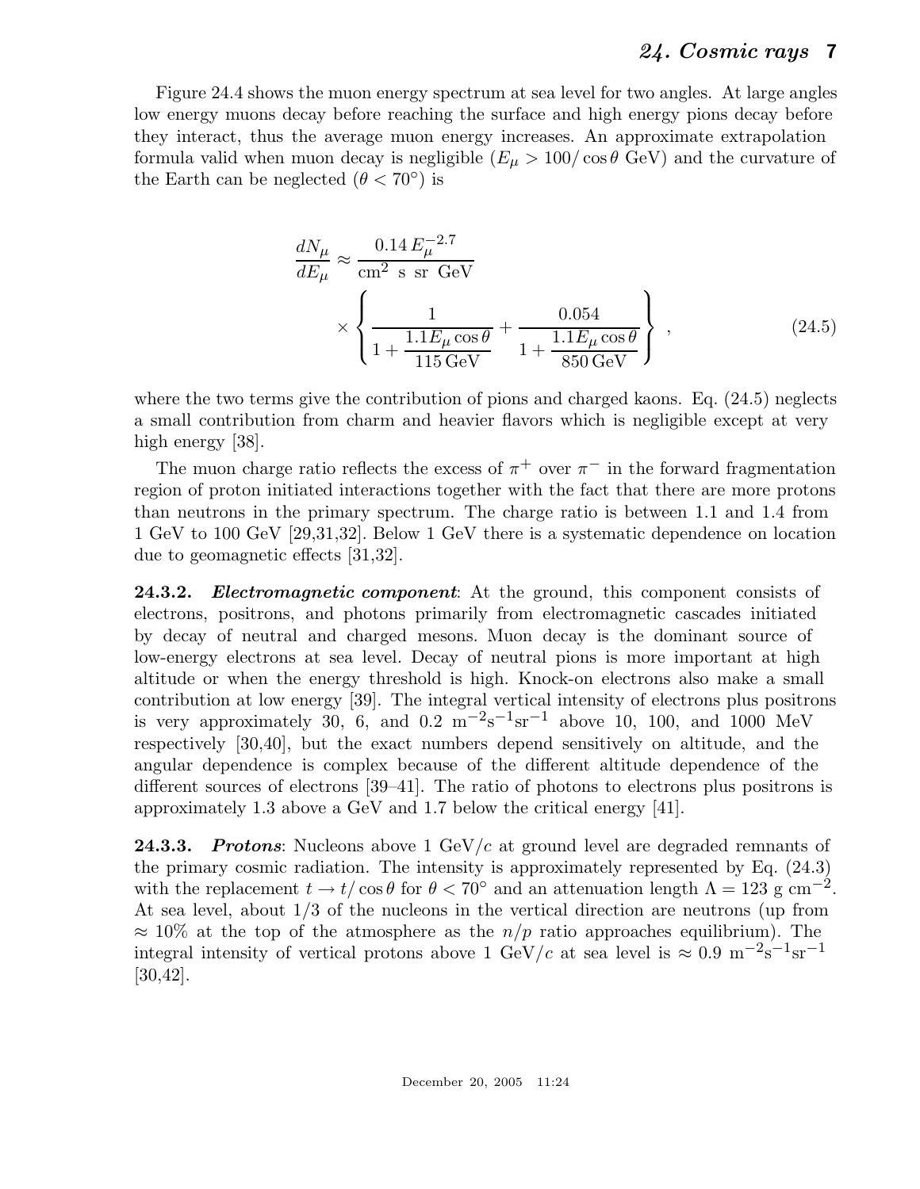Figure 24.4 shows the muon energy spectrum at sea level for two angles. At large angles low energy muons decay before reaching the surface and high energy pions decay before they interact, thus the average muon energy increases. An approximate extrapolation formula valid when muon decay is negligible ($E_\mu > 100/\cos\theta$ GeV) and the curvature of the Earth can be neglected ($\theta < 70^\circ$) is

$$\frac{dN_\mu}{dE_\mu} \approx \frac{0.14\, E_\mu^{-2.7}}{\text{cm}^2 \text{ s sr GeV}} \times \left\{ \frac{1}{1 + \frac{1.1 E_\mu \cos\theta}{115\,\text{GeV}}} + \frac{0.054}{1 + \frac{1.1 E_\mu \cos\theta}{850\,\text{GeV}}} \right\} , \tag{24.5}$$

where the two terms give the contribution of pions and charged kaons. Eq. (24.5) neglects a small contribution from charm and heavier flavors which is negligible except at very high energy [38].

The muon charge ratio reflects the excess of $\pi^+$ over $\pi^-$ in the forward fragmentation region of proton initiated interactions together with the fact that there are more protons than neutrons in the primary spectrum. The charge ratio is between 1.1 and 1.4 from 1 GeV to 100 GeV [29,31,32]. Below 1 GeV there is a systematic dependence on location due to geomagnetic effects [31,32].

**24.3.2.** ***Electromagnetic component***: At the ground, this component consists of electrons, positrons, and photons primarily from electromagnetic cascades initiated by decay of neutral and charged mesons. Muon decay is the dominant source of low-energy electrons at sea level. Decay of neutral pions is more important at high altitude or when the energy threshold is high. Knock-on electrons also make a small contribution at low energy [39]. The integral vertical intensity of electrons plus positrons is very approximately 30, 6, and 0.2 $\text{m}^{-2}\text{s}^{-1}\text{sr}^{-1}$ above 10, 100, and 1000 MeV respectively [30,40], but the exact numbers depend sensitively on altitude, and the angular dependence is complex because of the different altitude dependence of the different sources of electrons [39–41]. The ratio of photons to electrons plus positrons is approximately 1.3 above a GeV and 1.7 below the critical energy [41].

**24.3.3.** ***Protons***: Nucleons above 1 GeV/$c$ at ground level are degraded remnants of the primary cosmic radiation. The intensity is approximately represented by Eq. (24.3) with the replacement $t \to t/\cos\theta$ for $\theta < 70^\circ$ and an attenuation length $\Lambda = 123$ g cm$^{-2}$. At sea level, about 1/3 of the nucleons in the vertical direction are neutrons (up from $\approx 10\%$ at the top of the atmosphere as the $n/p$ ratio approaches equilibrium). The integral intensity of vertical protons above 1 GeV/$c$ at sea level is $\approx 0.9$ $\text{m}^{-2}\text{s}^{-1}\text{sr}^{-1}$ [30,42].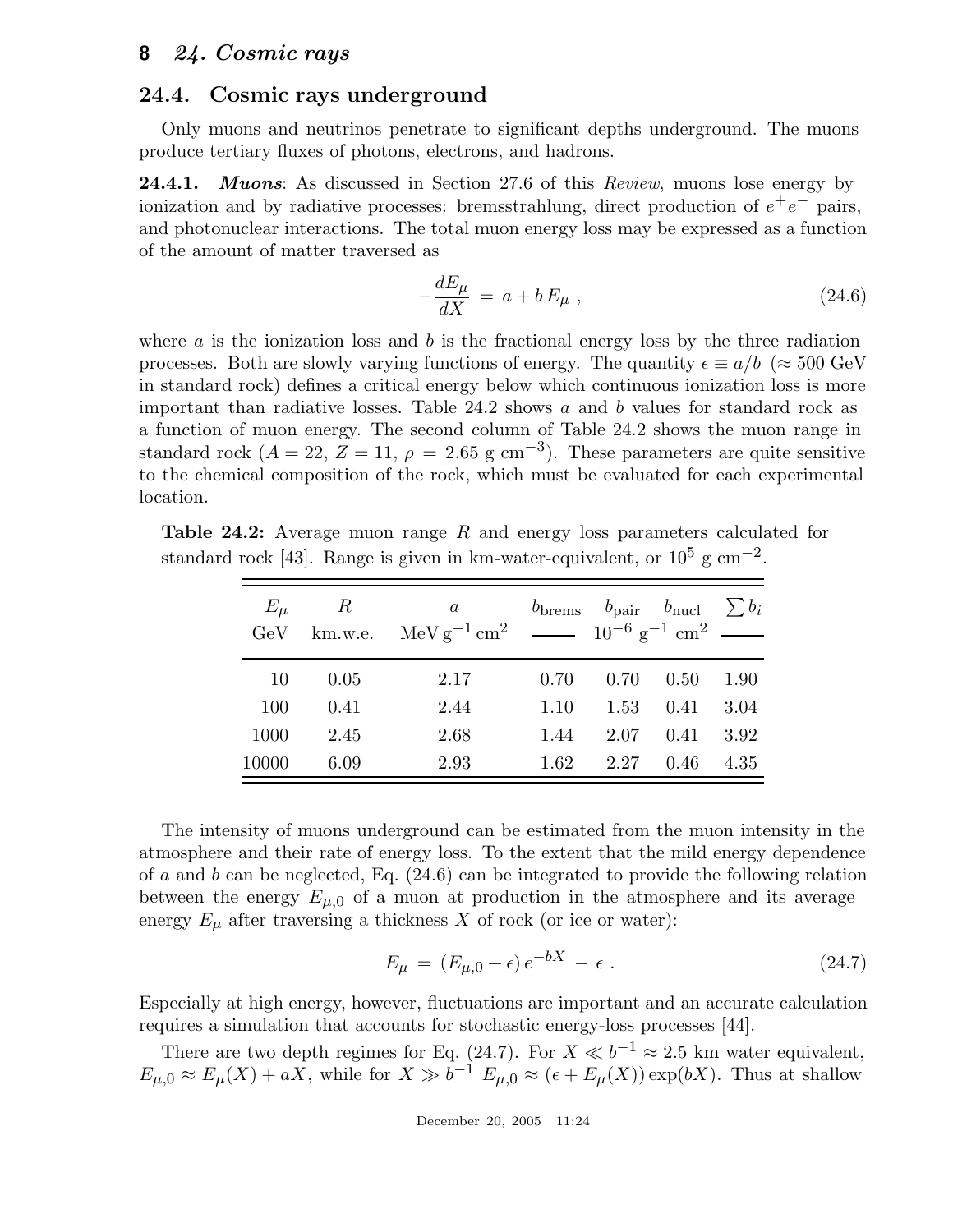## 24.4. Cosmic rays underground

Only muons and neutrinos penetrate to significant depths underground. The muons produce tertiary fluxes of photons, electrons, and hadrons.

**24.4.1.** ***Muons***: As discussed in Section 27.6 of this *Review*, muons lose energy by ionization and by radiative processes: bremsstrahlung, direct production of $e^+e^-$ pairs, and photonuclear interactions. The total muon energy loss may be expressed as a function of the amount of matter traversed as

$$-\frac{dE_\mu}{dX} = a + b\,E_\mu \ , \tag{24.6}$$

where $a$ is the ionization loss and $b$ is the fractional energy loss by the three radiation processes. Both are slowly varying functions of energy. The quantity $\epsilon \equiv a/b$ ($\approx 500$ GeV in standard rock) defines a critical energy below which continuous ionization loss is more important than radiative losses. Table 24.2 shows $a$ and $b$ values for standard rock as a function of muon energy. The second column of Table 24.2 shows the muon range in standard rock ($A = 22$, $Z = 11$, $\rho = 2.65$ g cm$^{-3}$). These parameters are quite sensitive to the chemical composition of the rock, which must be evaluated for each experimental location.

**Table 24.2:** Average muon range $R$ and energy loss parameters calculated for standard rock [43]. Range is given in km-water-equivalent, or $10^5$ g cm$^{-2}$.

| $E_\mu$ GeV | $R$ km.w.e. | $a$ MeV g$^{-1}$ cm$^2$ | $b_{\text{brems}}$ | $b_{\text{pair}}$ ($10^{-6}$ g$^{-1}$ cm$^2$) | $b_{\text{nucl}}$ | $\sum b_i$ |
|---|---|---|---|---|---|---|
| 10 | 0.05 | 2.17 | 0.70 | 0.70 | 0.50 | 1.90 |
| 100 | 0.41 | 2.44 | 1.10 | 1.53 | 0.41 | 3.04 |
| 1000 | 2.45 | 2.68 | 1.44 | 2.07 | 0.41 | 3.92 |
| 10000 | 6.09 | 2.93 | 1.62 | 2.27 | 0.46 | 4.35 |

The intensity of muons underground can be estimated from the muon intensity in the atmosphere and their rate of energy loss. To the extent that the mild energy dependence of $a$ and $b$ can be neglected, Eq. (24.6) can be integrated to provide the following relation between the energy $E_{\mu,0}$ of a muon at production in the atmosphere and its average energy $E_\mu$ after traversing a thickness $X$ of rock (or ice or water):

$$E_\mu = (E_{\mu,0} + \epsilon)\,e^{-bX} - \epsilon \ . \tag{24.7}$$

Especially at high energy, however, fluctuations are important and an accurate calculation requires a simulation that accounts for stochastic energy-loss processes [44].

There are two depth regimes for Eq. (24.7). For $X \ll b^{-1} \approx 2.5$ km water equivalent, $E_{\mu,0} \approx E_\mu(X) + aX$, while for $X \gg b^{-1}$ $E_{\mu,0} \approx (\epsilon + E_\mu(X))\exp(bX)$. Thus at shallow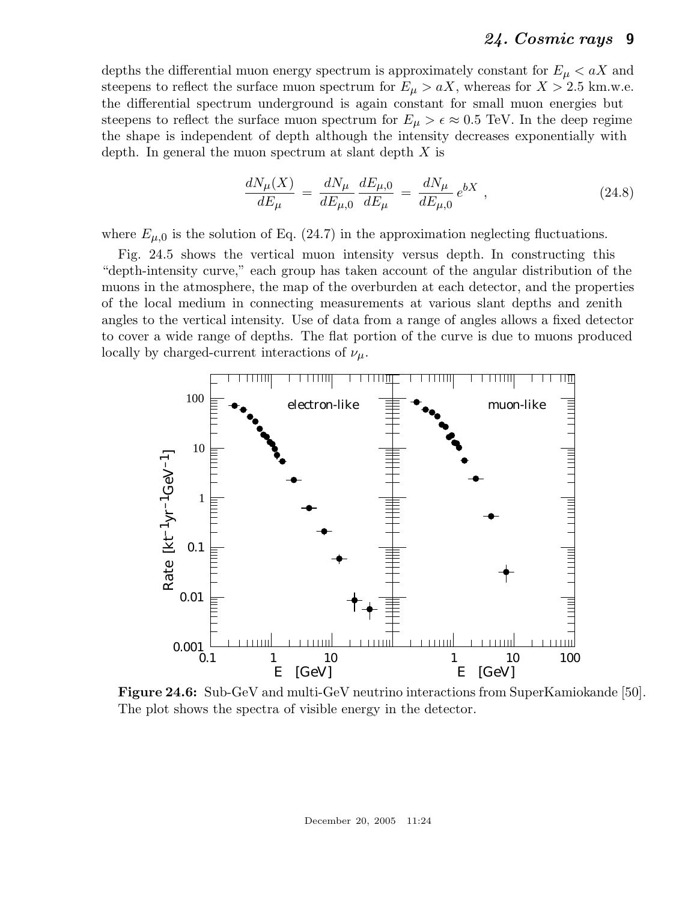depths the differential muon energy spectrum is approximately constant for $E_\mu < aX$ and steepens to reflect the surface muon spectrum for $E_\mu > aX$, whereas for $X > 2.5$ km.w.e. the differential spectrum underground is again constant for small muon energies but steepens to reflect the surface muon spectrum for $E_\mu > \epsilon \approx 0.5$ TeV. In the deep regime the shape is independent of depth although the intensity decreases exponentially with depth. In general the muon spectrum at slant depth $X$ is

$$\frac{dN_\mu(X)}{dE_\mu} = \frac{dN_\mu}{dE_{\mu,0}} \frac{dE_{\mu,0}}{dE_\mu} = \frac{dN_\mu}{dE_{\mu,0}} e^{bX} , \tag{24.8}$$

where $E_{\mu,0}$ is the solution of Eq. (24.7) in the approximation neglecting fluctuations.

Fig. 24.5 shows the vertical muon intensity versus depth. In constructing this "depth-intensity curve," each group has taken account of the angular distribution of the muons in the atmosphere, the map of the overburden at each detector, and the properties of the local medium in connecting measurements at various slant depths and zenith angles to the vertical intensity. Use of data from a range of angles allows a fixed detector to cover a wide range of depths. The flat portion of the curve is due to muons produced locally by charged-current interactions of $\nu_\mu$.

**Figure 24.6:** Sub-GeV and multi-GeV neutrino interactions from SuperKamiokande [50]. The plot shows the spectra of visible energy in the detector.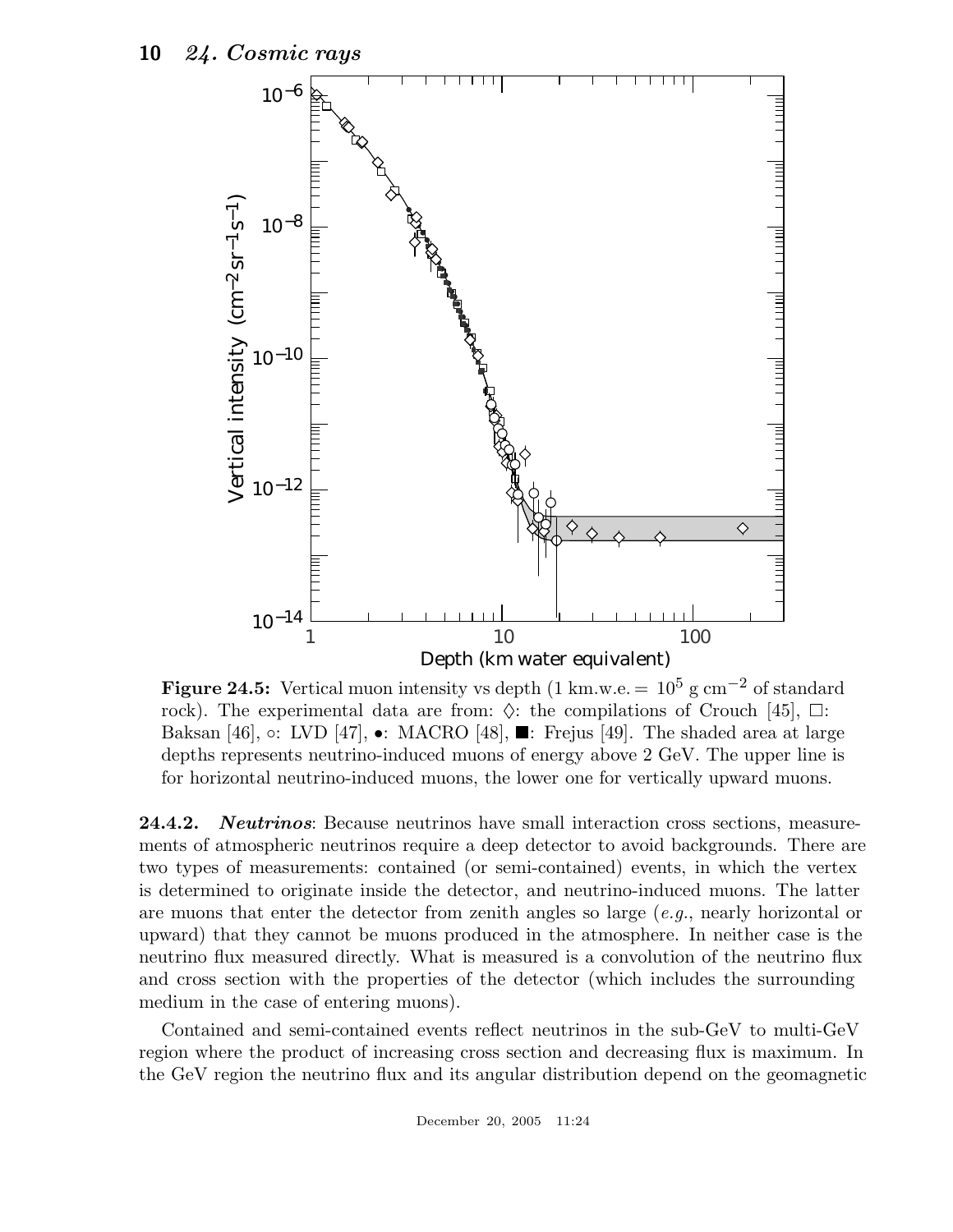**Figure 24.5:** Vertical muon intensity vs depth (1 km.w.e. $= 10^5$ g cm$^{-2}$ of standard rock). The experimental data are from: ♢: the compilations of Crouch [45], □: Baksan [46], ○: LVD [47], •: MACRO [48], ■: Frejus [49]. The shaded area at large depths represents neutrino-induced muons of energy above 2 GeV. The upper line is for horizontal neutrino-induced muons, the lower one for vertically upward muons.

**24.4.2.** ***Neutrinos***: Because neutrinos have small interaction cross sections, measurements of atmospheric neutrinos require a deep detector to avoid backgrounds. There are two types of measurements: contained (or semi-contained) events, in which the vertex is determined to originate inside the detector, and neutrino-induced muons. The latter are muons that enter the detector from zenith angles so large (*e.g.*, nearly horizontal or upward) that they cannot be muons produced in the atmosphere. In neither case is the neutrino flux measured directly. What is measured is a convolution of the neutrino flux and cross section with the properties of the detector (which includes the surrounding medium in the case of entering muons).

Contained and semi-contained events reflect neutrinos in the sub-GeV to multi-GeV region where the product of increasing cross section and decreasing flux is maximum. In the GeV region the neutrino flux and its angular distribution depend on the geomagnetic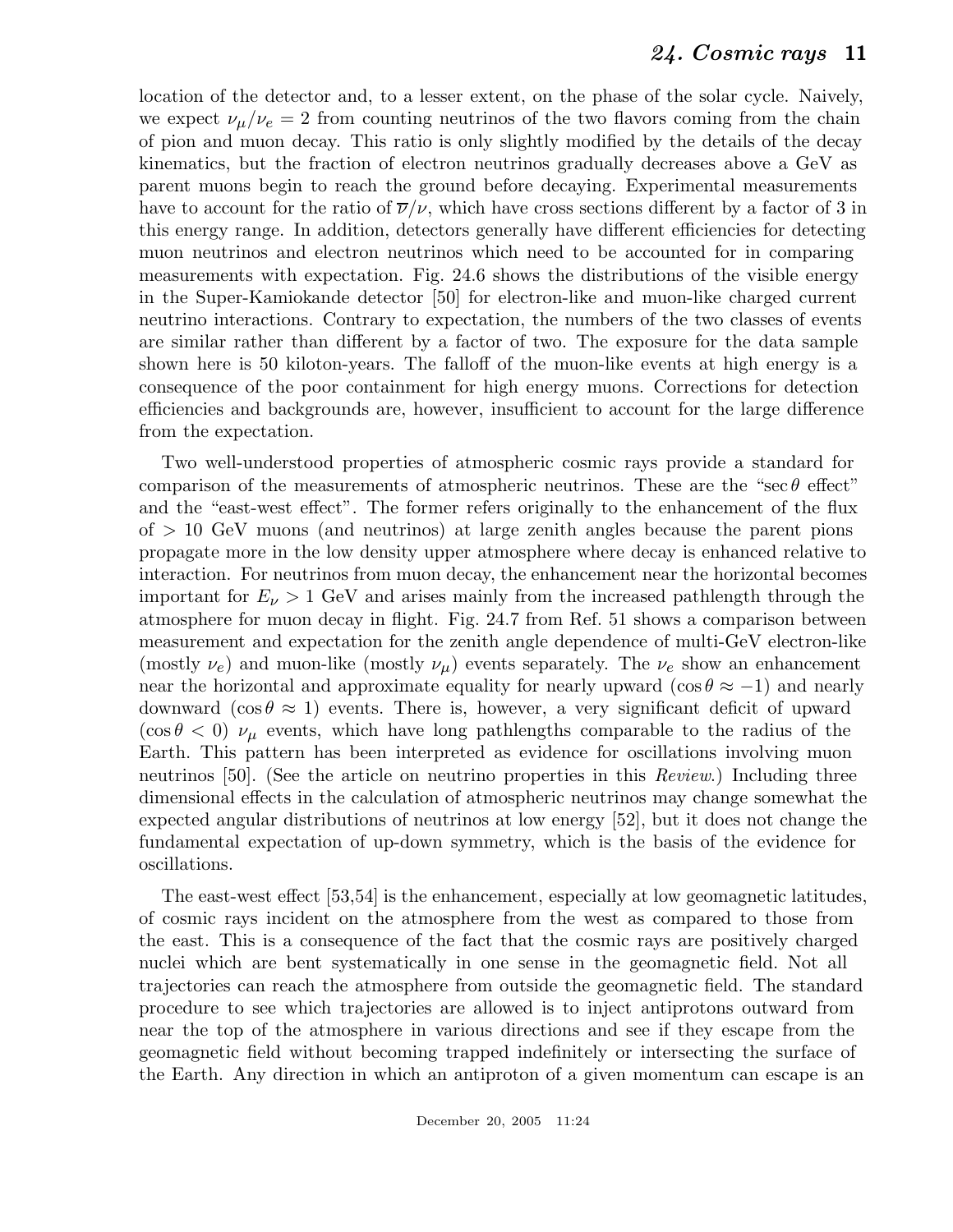location of the detector and, to a lesser extent, on the phase of the solar cycle. Naively, we expect $\nu_\mu/\nu_e = 2$ from counting neutrinos of the two flavors coming from the chain of pion and muon decay. This ratio is only slightly modified by the details of the decay kinematics, but the fraction of electron neutrinos gradually decreases above a GeV as parent muons begin to reach the ground before decaying. Experimental measurements have to account for the ratio of $\overline{\nu}/\nu$, which have cross sections different by a factor of 3 in this energy range. In addition, detectors generally have different efficiencies for detecting muon neutrinos and electron neutrinos which need to be accounted for in comparing measurements with expectation. Fig. 24.6 shows the distributions of the visible energy in the Super-Kamiokande detector [50] for electron-like and muon-like charged current neutrino interactions. Contrary to expectation, the numbers of the two classes of events are similar rather than different by a factor of two. The exposure for the data sample shown here is 50 kiloton-years. The falloff of the muon-like events at high energy is a consequence of the poor containment for high energy muons. Corrections for detection efficiencies and backgrounds are, however, insufficient to account for the large difference from the expectation.

Two well-understood properties of atmospheric cosmic rays provide a standard for comparison of the measurements of atmospheric neutrinos. These are the "$\sec\theta$ effect" and the "east-west effect". The former refers originally to the enhancement of the flux of $> 10$ GeV muons (and neutrinos) at large zenith angles because the parent pions propagate more in the low density upper atmosphere where decay is enhanced relative to interaction. For neutrinos from muon decay, the enhancement near the horizontal becomes important for $E_\nu > 1$ GeV and arises mainly from the increased pathlength through the atmosphere for muon decay in flight. Fig. 24.7 from Ref. 51 shows a comparison between measurement and expectation for the zenith angle dependence of multi-GeV electron-like (mostly $\nu_e$) and muon-like (mostly $\nu_\mu$) events separately. The $\nu_e$ show an enhancement near the horizontal and approximate equality for nearly upward ($\cos\theta \approx -1$) and nearly downward ($\cos\theta \approx 1$) events. There is, however, a very significant deficit of upward ($\cos\theta < 0$) $\nu_\mu$ events, which have long pathlengths comparable to the radius of the Earth. This pattern has been interpreted as evidence for oscillations involving muon neutrinos [50]. (See the article on neutrino properties in this *Review*.) Including three dimensional effects in the calculation of atmospheric neutrinos may change somewhat the expected angular distributions of neutrinos at low energy [52], but it does not change the fundamental expectation of up-down symmetry, which is the basis of the evidence for oscillations.

The east-west effect [53,54] is the enhancement, especially at low geomagnetic latitudes, of cosmic rays incident on the atmosphere from the west as compared to those from the east. This is a consequence of the fact that the cosmic rays are positively charged nuclei which are bent systematically in one sense in the geomagnetic field. Not all trajectories can reach the atmosphere from outside the geomagnetic field. The standard procedure to see which trajectories are allowed is to inject antiprotons outward from near the top of the atmosphere in various directions and see if they escape from the geomagnetic field without becoming trapped indefinitely or intersecting the surface of the Earth. Any direction in which an antiproton of a given momentum can escape is an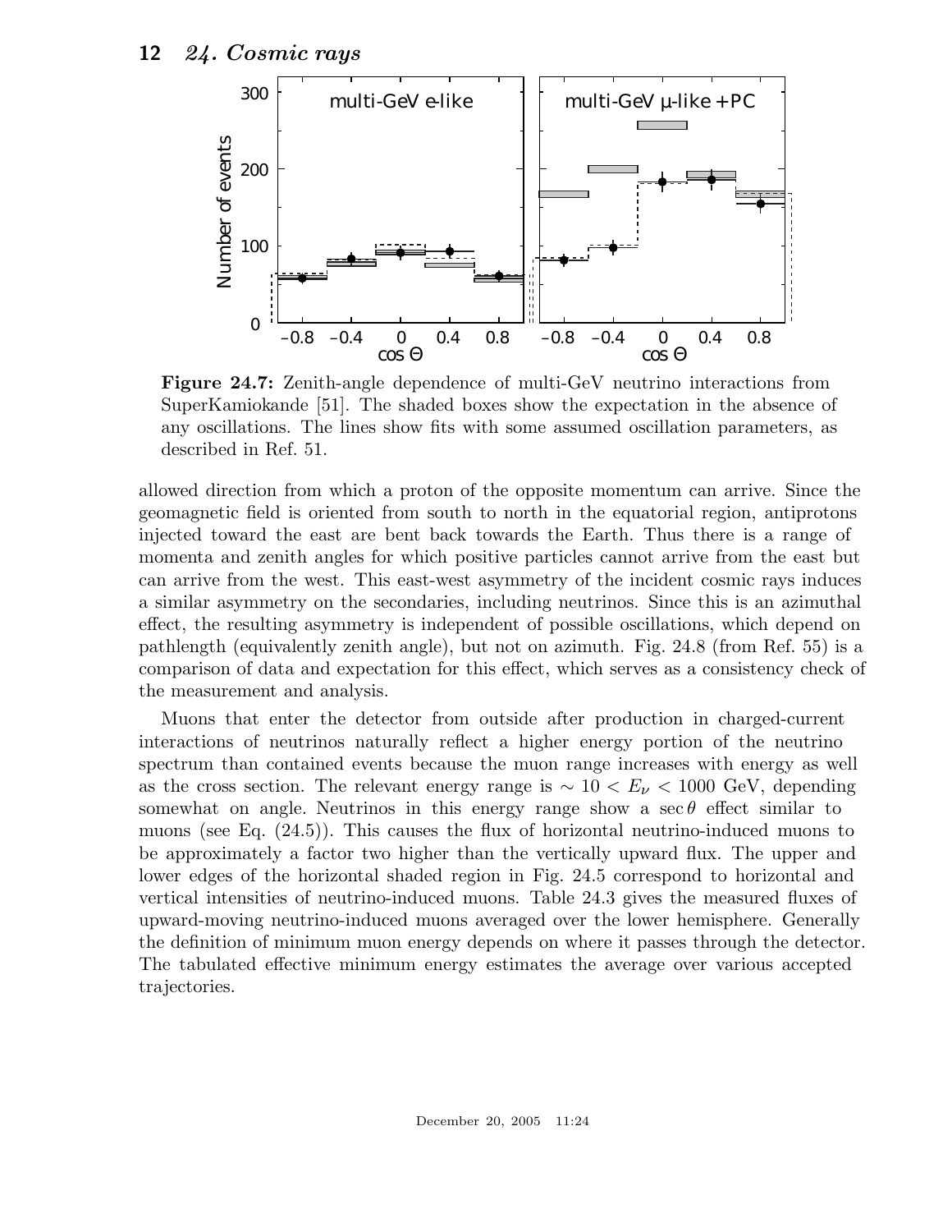**Figure 24.7:** Zenith-angle dependence of multi-GeV neutrino interactions from SuperKamiokande [51]. The shaded boxes show the expectation in the absence of any oscillations. The lines show fits with some assumed oscillation parameters, as described in Ref. 51.

allowed direction from which a proton of the opposite momentum can arrive. Since the geomagnetic field is oriented from south to north in the equatorial region, antiprotons injected toward the east are bent back towards the Earth. Thus there is a range of momenta and zenith angles for which positive particles cannot arrive from the east but can arrive from the west. This east-west asymmetry of the incident cosmic rays induces a similar asymmetry on the secondaries, including neutrinos. Since this is an azimuthal effect, the resulting asymmetry is independent of possible oscillations, which depend on pathlength (equivalently zenith angle), but not on azimuth. Fig. 24.8 (from Ref. 55) is a comparison of data and expectation for this effect, which serves as a consistency check of the measurement and analysis.

Muons that enter the detector from outside after production in charged-current interactions of neutrinos naturally reflect a higher energy portion of the neutrino spectrum than contained events because the muon range increases with energy as well as the cross section. The relevant energy range is $\sim 10 < E_\nu < 1000$ GeV, depending somewhat on angle. Neutrinos in this energy range show a $\sec\theta$ effect similar to muons (see Eq. (24.5)). This causes the flux of horizontal neutrino-induced muons to be approximately a factor two higher than the vertically upward flux. The upper and lower edges of the horizontal shaded region in Fig. 24.5 correspond to horizontal and vertical intensities of neutrino-induced muons. Table 24.3 gives the measured fluxes of upward-moving neutrino-induced muons averaged over the lower hemisphere. Generally the definition of minimum muon energy depends on where it passes through the detector. The tabulated effective minimum energy estimates the average over various accepted trajectories.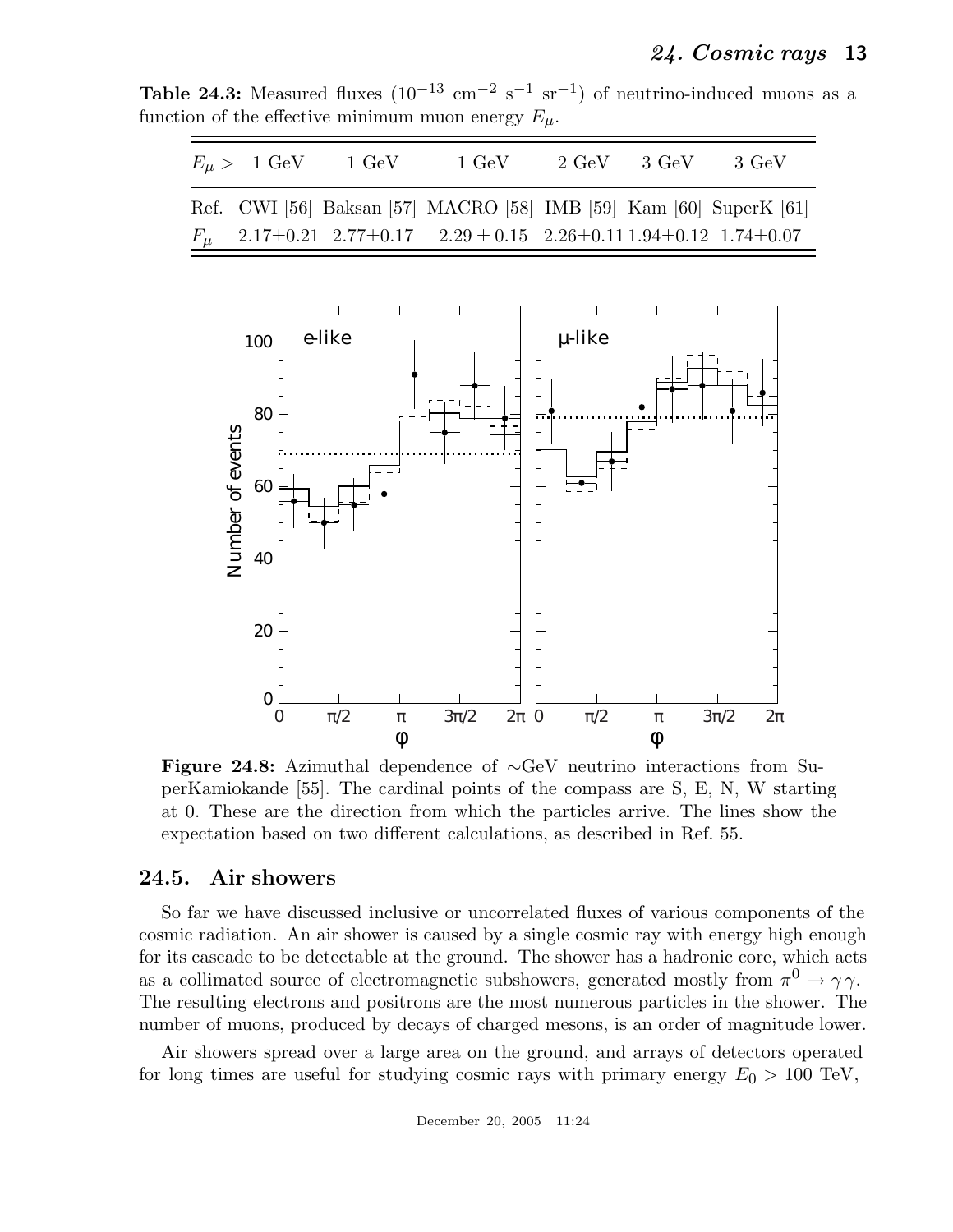**Table 24.3:** Measured fluxes ($10^{-13}$ cm$^{-2}$ s$^{-1}$ sr$^{-1}$) of neutrino-induced muons as a function of the effective minimum muon energy $E_\mu$.

| $E_\mu >$ | 1 GeV | 1 GeV | 1 GeV | 2 GeV | 3 GeV | 3 GeV |
|---|---|---|---|---|---|---|
| Ref. | CWI [56] | Baksan [57] | MACRO [58] | IMB [59] | Kam [60] | SuperK [61] |
| $F_\mu$ | 2.17±0.21 | 2.77±0.17 | $2.29 \pm 0.15$ | 2.26±0.11 | 1.94±0.12 | 1.74±0.07 |

**Figure 24.8:** Azimuthal dependence of ∼GeV neutrino interactions from SuperKamiokande [55]. The cardinal points of the compass are S, E, N, W starting at 0. These are the direction from which the particles arrive. The lines show the expectation based on two different calculations, as described in Ref. 55.

## 24.5. Air showers

So far we have discussed inclusive or uncorrelated fluxes of various components of the cosmic radiation. An air shower is caused by a single cosmic ray with energy high enough for its cascade to be detectable at the ground. The shower has a hadronic core, which acts as a collimated source of electromagnetic subshowers, generated mostly from $\pi^0 \to \gamma\,\gamma$. The resulting electrons and positrons are the most numerous particles in the shower. The number of muons, produced by decays of charged mesons, is an order of magnitude lower.

Air showers spread over a large area on the ground, and arrays of detectors operated for long times are useful for studying cosmic rays with primary energy $E_0 > 100$ TeV,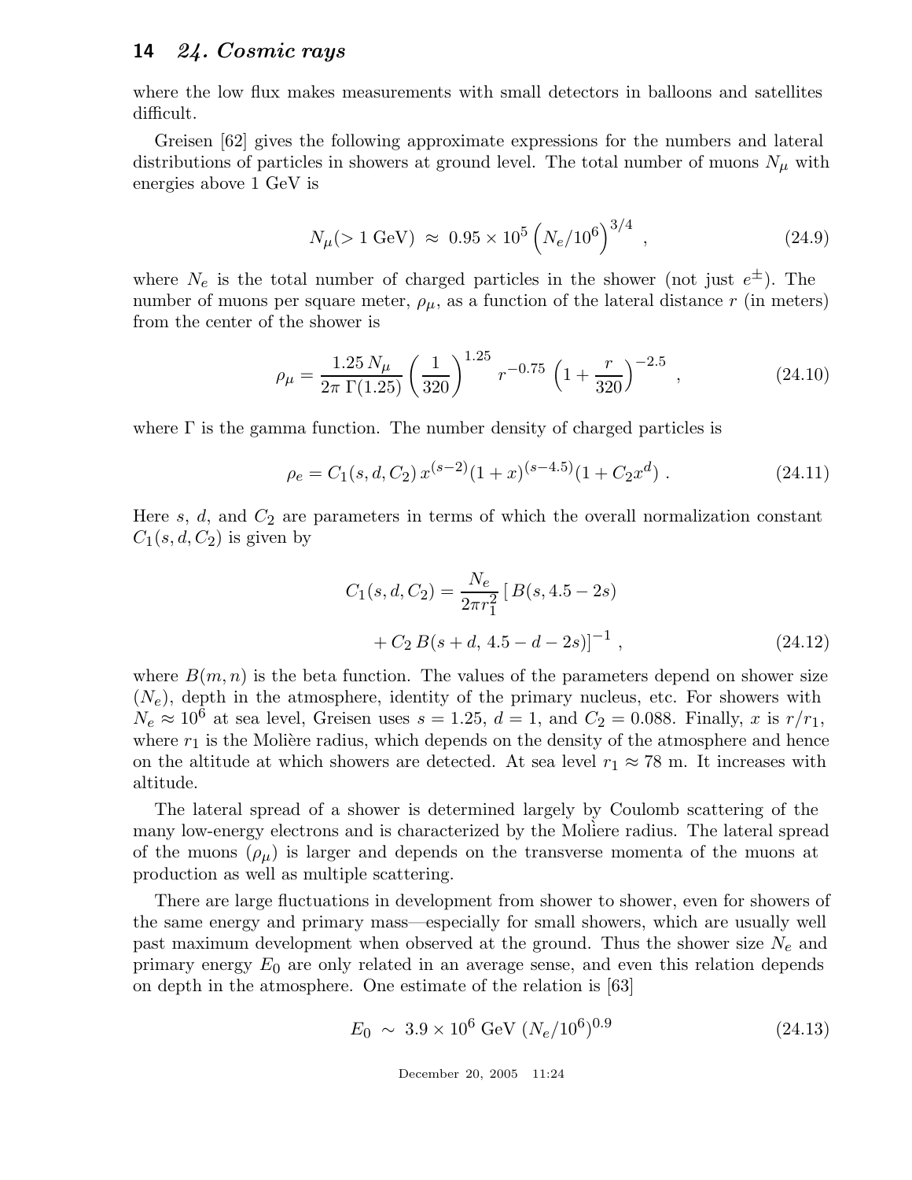where the low flux makes measurements with small detectors in balloons and satellites difficult.

Greisen [62] gives the following approximate expressions for the numbers and lateral distributions of particles in showers at ground level. The total number of muons $N_\mu$ with energies above 1 GeV is

$$N_\mu(>1\ \mathrm{GeV}) \approx 0.95 \times 10^5 \left(N_e/10^6\right)^{3/4} , \tag{24.9}$$

where $N_e$ is the total number of charged particles in the shower (not just $e^\pm$). The number of muons per square meter, $\rho_\mu$, as a function of the lateral distance $r$ (in meters) from the center of the shower is

$$\rho_\mu = \frac{1.25\, N_\mu}{2\pi\, \Gamma(1.25)} \left(\frac{1}{320}\right)^{1.25} r^{-0.75} \left(1 + \frac{r}{320}\right)^{-2.5} , \tag{24.10}$$

where $\Gamma$ is the gamma function. The number density of charged particles is

$$\rho_e = C_1(s,d,C_2)\, x^{(s-2)}(1+x)^{(s-4.5)}(1+C_2 x^d) . \tag{24.11}$$

Here $s$, $d$, and $C_2$ are parameters in terms of which the overall normalization constant $C_1(s,d,C_2)$ is given by

$$C_1(s,d,C_2) = \frac{N_e}{2\pi r_1^2}\, [\, B(s, 4.5-2s) + C_2\, B(s+d,\, 4.5-d-2s)]^{-1} , \tag{24.12}$$

where $B(m,n)$ is the beta function. The values of the parameters depend on shower size ($N_e$), depth in the atmosphere, identity of the primary nucleus, etc. For showers with $N_e \approx 10^6$ at sea level, Greisen uses $s = 1.25$, $d = 1$, and $C_2 = 0.088$. Finally, $x$ is $r/r_1$, where $r_1$ is the Molière radius, which depends on the density of the atmosphere and hence on the altitude at which showers are detected. At sea level $r_1 \approx 78$ m. It increases with altitude.

The lateral spread of a shower is determined largely by Coulomb scattering of the many low-energy electrons and is characterized by the Molière radius. The lateral spread of the muons ($\rho_\mu$) is larger and depends on the transverse momenta of the muons at production as well as multiple scattering.

There are large fluctuations in development from shower to shower, even for showers of the same energy and primary mass—especially for small showers, which are usually well past maximum development when observed at the ground. Thus the shower size $N_e$ and primary energy $E_0$ are only related in an average sense, and even this relation depends on depth in the atmosphere. One estimate of the relation is [63]

$$E_0 \sim 3.9 \times 10^6\ \mathrm{GeV}\ (N_e/10^6)^{0.9} \tag{24.13}$$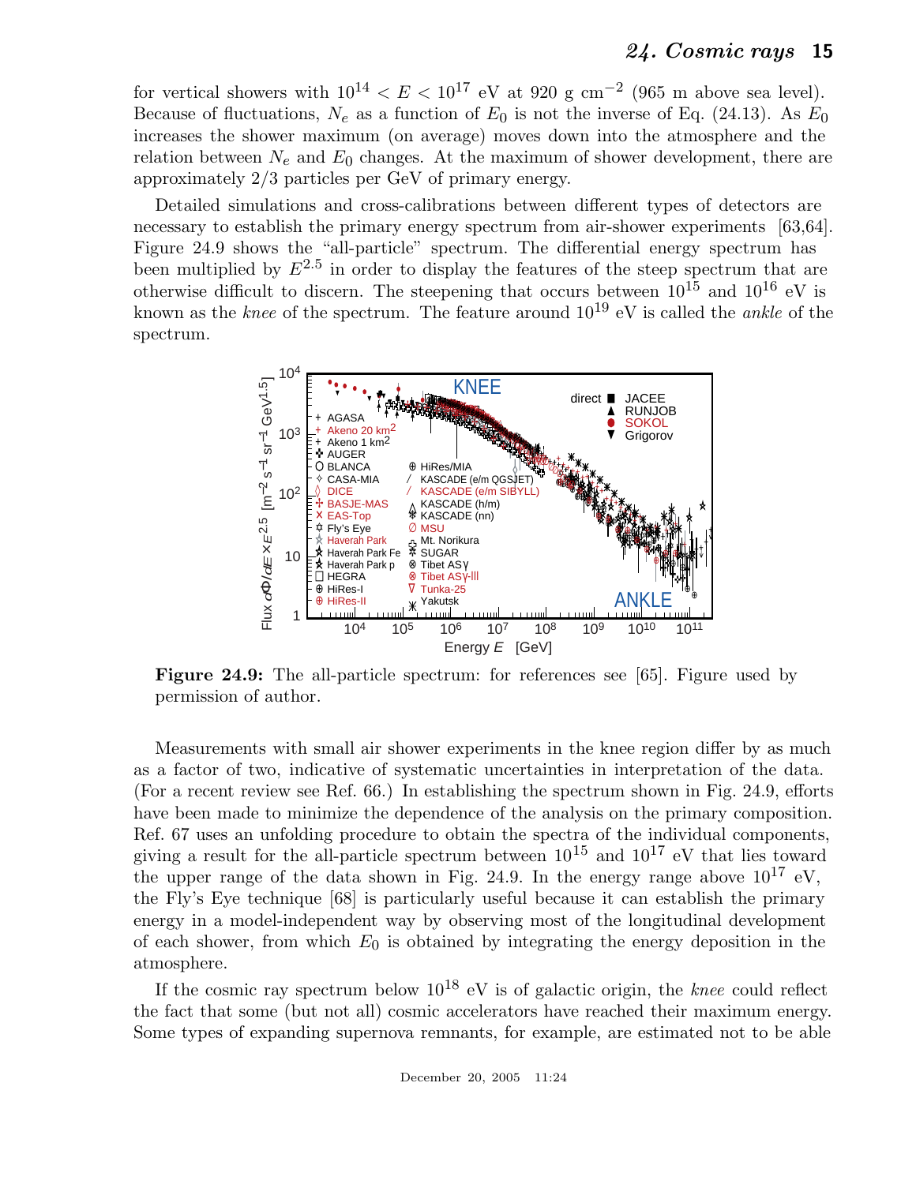for vertical showers with $10^{14} < E < 10^{17}$ eV at 920 g cm$^{-2}$ (965 m above sea level). Because of fluctuations, $N_e$ as a function of $E_0$ is not the inverse of Eq. (24.13). As $E_0$ increases the shower maximum (on average) moves down into the atmosphere and the relation between $N_e$ and $E_0$ changes. At the maximum of shower development, there are approximately 2/3 particles per GeV of primary energy.

Detailed simulations and cross-calibrations between different types of detectors are necessary to establish the primary energy spectrum from air-shower experiments [63,64]. Figure 24.9 shows the "all-particle" spectrum. The differential energy spectrum has been multiplied by $E^{2.5}$ in order to display the features of the steep spectrum that are otherwise difficult to discern. The steepening that occurs between $10^{15}$ and $10^{16}$ eV is known as the *knee* of the spectrum. The feature around $10^{19}$ eV is called the *ankle* of the spectrum.

**Figure 24.9:** The all-particle spectrum: for references see [65]. Figure used by permission of author.

Measurements with small air shower experiments in the knee region differ by as much as a factor of two, indicative of systematic uncertainties in interpretation of the data. (For a recent review see Ref. 66.) In establishing the spectrum shown in Fig. 24.9, efforts have been made to minimize the dependence of the analysis on the primary composition. Ref. 67 uses an unfolding procedure to obtain the spectra of the individual components, giving a result for the all-particle spectrum between $10^{15}$ and $10^{17}$ eV that lies toward the upper range of the data shown in Fig. 24.9. In the energy range above $10^{17}$ eV, the Fly's Eye technique [68] is particularly useful because it can establish the primary energy in a model-independent way by observing most of the longitudinal development of each shower, from which $E_0$ is obtained by integrating the energy deposition in the atmosphere.

If the cosmic ray spectrum below $10^{18}$ eV is of galactic origin, the *knee* could reflect the fact that some (but not all) cosmic accelerators have reached their maximum energy. Some types of expanding supernova remnants, for example, are estimated not to be able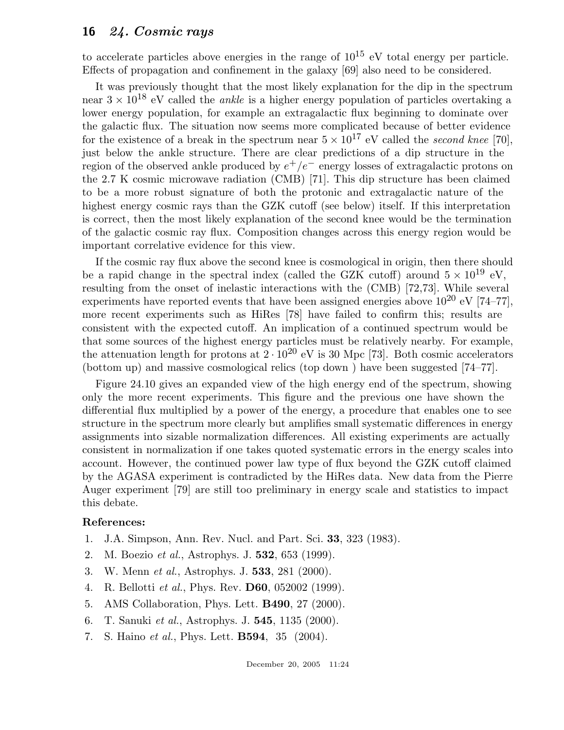to accelerate particles above energies in the range of $10^{15}$ eV total energy per particle. Effects of propagation and confinement in the galaxy [69] also need to be considered.

It was previously thought that the most likely explanation for the dip in the spectrum near $3 \times 10^{18}$ eV called the *ankle* is a higher energy population of particles overtaking a lower energy population, for example an extragalactic flux beginning to dominate over the galactic flux. The situation now seems more complicated because of better evidence for the existence of a break in the spectrum near $5 \times 10^{17}$ eV called the *second knee* [70], just below the ankle structure. There are clear predictions of a dip structure in the region of the observed ankle produced by $e^+/e^-$ energy losses of extragalactic protons on the 2.7 K cosmic microwave radiation (CMB) [71]. This dip structure has been claimed to be a more robust signature of both the protonic and extragalactic nature of the highest energy cosmic rays than the GZK cutoff (see below) itself. If this interpretation is correct, then the most likely explanation of the second knee would be the termination of the galactic cosmic ray flux. Composition changes across this energy region would be important correlative evidence for this view.

If the cosmic ray flux above the second knee is cosmological in origin, then there should be a rapid change in the spectral index (called the GZK cutoff) around $5 \times 10^{19}$ eV, resulting from the onset of inelastic interactions with the (CMB) [72,73]. While several experiments have reported events that have been assigned energies above $10^{20}$ eV [74–77], more recent experiments such as HiRes [78] have failed to confirm this; results are consistent with the expected cutoff. An implication of a continued spectrum would be that some sources of the highest energy particles must be relatively nearby. For example, the attenuation length for protons at $2 \cdot 10^{20}$ eV is 30 Mpc [73]. Both cosmic accelerators (bottom up) and massive cosmological relics (top down ) have been suggested [74–77].

Figure 24.10 gives an expanded view of the high energy end of the spectrum, showing only the more recent experiments. This figure and the previous one have shown the differential flux multiplied by a power of the energy, a procedure that enables one to see structure in the spectrum more clearly but amplifies small systematic differences in energy assignments into sizable normalization differences. All existing experiments are actually consistent in normalization if one takes quoted systematic errors in the energy scales into account. However, the continued power law type of flux beyond the GZK cutoff claimed by the AGASA experiment is contradicted by the HiRes data. New data from the Pierre Auger experiment [79] are still too preliminary in energy scale and statistics to impact this debate.

**References:**

1. J.A. Simpson, Ann. Rev. Nucl. and Part. Sci. **33**, 323 (1983).
2. M. Boezio *et al.*, Astrophys. J. **532**, 653 (1999).
3. W. Menn *et al.*, Astrophys. J. **533**, 281 (2000).
4. R. Bellotti *et al.*, Phys. Rev. **D60**, 052002 (1999).
5. AMS Collaboration, Phys. Lett. **B490**, 27 (2000).
6. T. Sanuki *et al.*, Astrophys. J. **545**, 1135 (2000).
7. S. Haino *et al.*, Phys. Lett. **B594**, 35 (2004).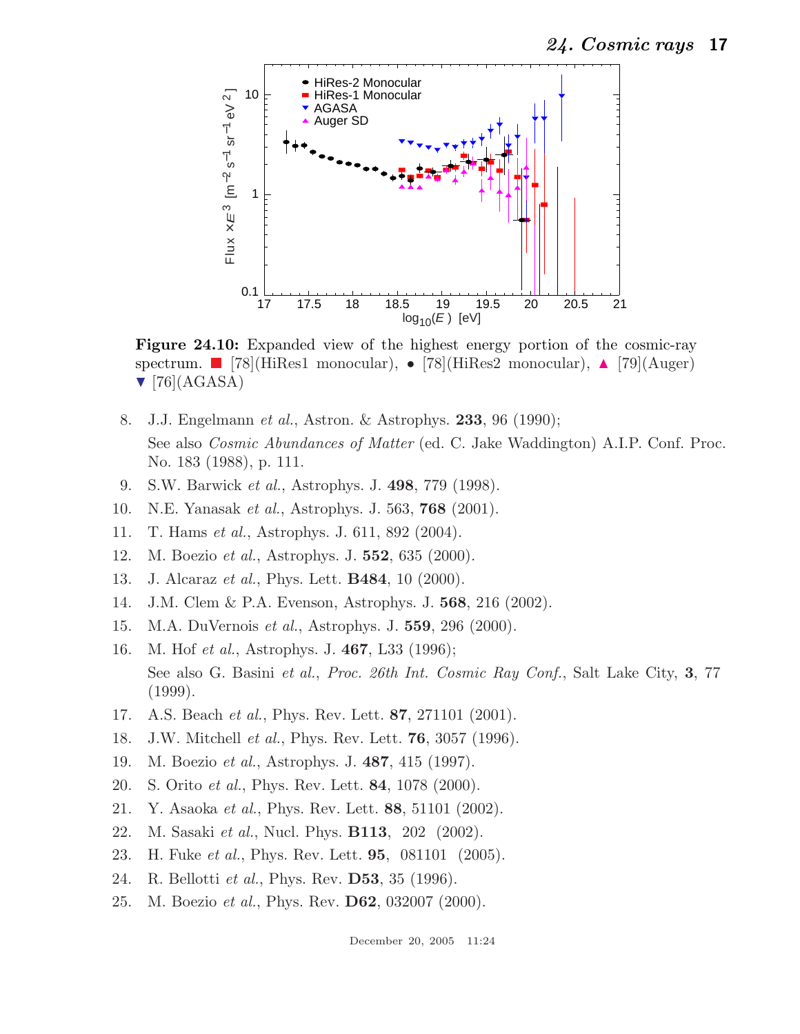**Figure 24.10:** Expanded view of the highest energy portion of the cosmic-ray spectrum. ■ [78](HiRes1 monocular), • [78](HiRes2 monocular), ▲ [79](Auger) ▼ [76](AGASA)

8. J.J. Engelmann *et al.*, Astron. & Astrophys. **233**, 96 (1990);
   See also *Cosmic Abundances of Matter* (ed. C. Jake Waddington) A.I.P. Conf. Proc. No. 183 (1988), p. 111.
9. S.W. Barwick *et al.*, Astrophys. J. **498**, 779 (1998).
10. N.E. Yanasak *et al.*, Astrophys. J. 563, **768** (2001).
11. T. Hams *et al.*, Astrophys. J. 611, 892 (2004).
12. M. Boezio *et al.*, Astrophys. J. **552**, 635 (2000).
13. J. Alcaraz *et al.*, Phys. Lett. **B484**, 10 (2000).
14. J.M. Clem & P.A. Evenson, Astrophys. J. **568**, 216 (2002).
15. M.A. DuVernois *et al.*, Astrophys. J. **559**, 296 (2000).
16. M. Hof *et al.*, Astrophys. J. **467**, L33 (1996);
    See also G. Basini *et al.*, *Proc. 26th Int. Cosmic Ray Conf.*, Salt Lake City, **3**, 77 (1999).
17. A.S. Beach *et al.*, Phys. Rev. Lett. **87**, 271101 (2001).
18. J.W. Mitchell *et al.*, Phys. Rev. Lett. **76**, 3057 (1996).
19. M. Boezio *et al.*, Astrophys. J. **487**, 415 (1997).
20. S. Orito *et al.*, Phys. Rev. Lett. **84**, 1078 (2000).
21. Y. Asaoka *et al.*, Phys. Rev. Lett. **88**, 51101 (2002).
22. M. Sasaki *et al.*, Nucl. Phys. **B113**, 202 (2002).
23. H. Fuke *et al.*, Phys. Rev. Lett. **95**, 081101 (2005).
24. R. Bellotti *et al.*, Phys. Rev. **D53**, 35 (1996).
25. M. Boezio *et al.*, Phys. Rev. **D62**, 032007 (2000).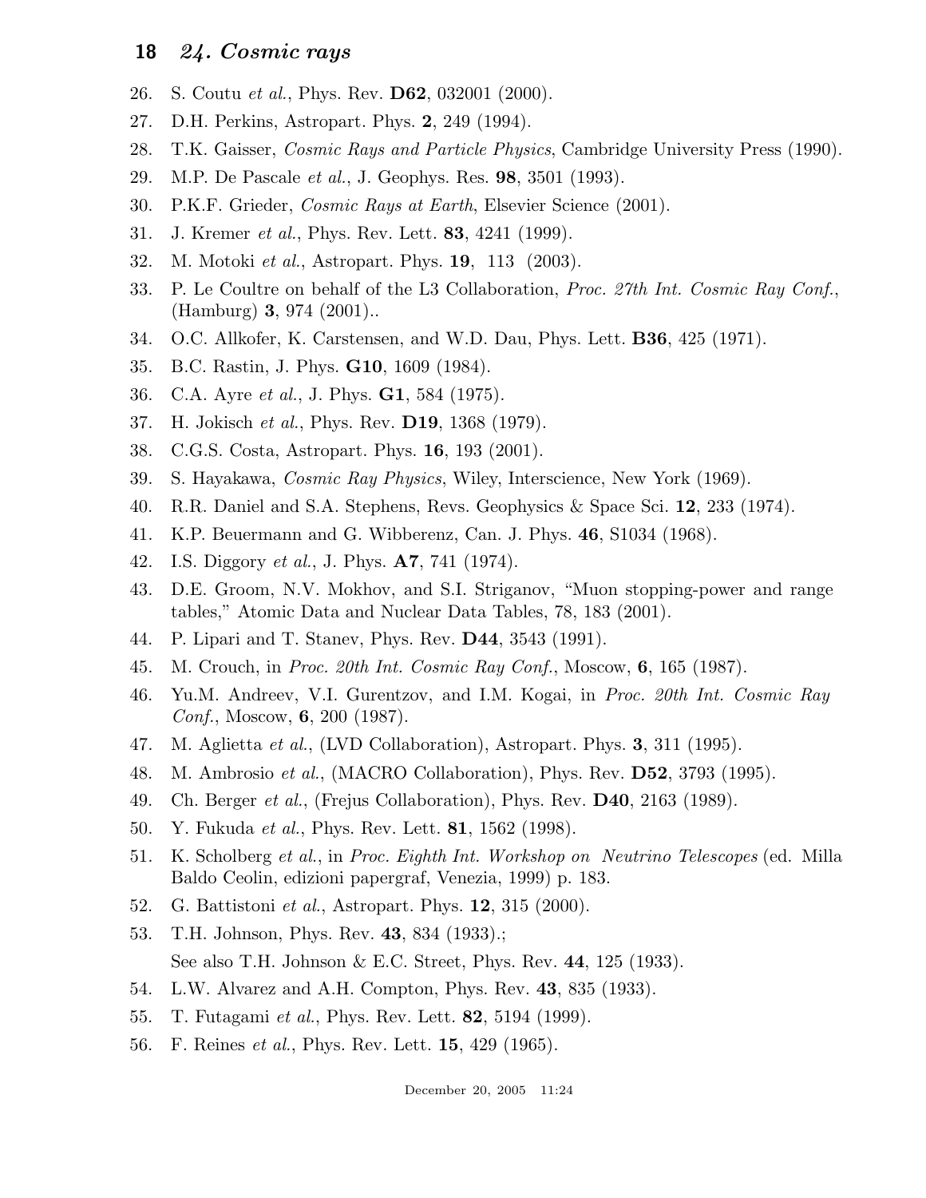26. S. Coutu *et al.*, Phys. Rev. **D62**, 032001 (2000).
27. D.H. Perkins, Astropart. Phys. **2**, 249 (1994).
28. T.K. Gaisser, *Cosmic Rays and Particle Physics*, Cambridge University Press (1990).
29. M.P. De Pascale *et al.*, J. Geophys. Res. **98**, 3501 (1993).
30. P.K.F. Grieder, *Cosmic Rays at Earth*, Elsevier Science (2001).
31. J. Kremer *et al.*, Phys. Rev. Lett. **83**, 4241 (1999).
32. M. Motoki *et al.*, Astropart. Phys. **19**, 113 (2003).
33. P. Le Coultre on behalf of the L3 Collaboration, *Proc. 27th Int. Cosmic Ray Conf.*, (Hamburg) **3**, 974 (2001)..
34. O.C. Allkofer, K. Carstensen, and W.D. Dau, Phys. Lett. **B36**, 425 (1971).
35. B.C. Rastin, J. Phys. **G10**, 1609 (1984).
36. C.A. Ayre *et al.*, J. Phys. **G1**, 584 (1975).
37. H. Jokisch *et al.*, Phys. Rev. **D19**, 1368 (1979).
38. C.G.S. Costa, Astropart. Phys. **16**, 193 (2001).
39. S. Hayakawa, *Cosmic Ray Physics*, Wiley, Interscience, New York (1969).
40. R.R. Daniel and S.A. Stephens, Revs. Geophysics & Space Sci. **12**, 233 (1974).
41. K.P. Beuermann and G. Wibberenz, Can. J. Phys. **46**, S1034 (1968).
42. I.S. Diggory *et al.*, J. Phys. **A7**, 741 (1974).
43. D.E. Groom, N.V. Mokhov, and S.I. Striganov, "Muon stopping-power and range tables," Atomic Data and Nuclear Data Tables, 78, 183 (2001).
44. P. Lipari and T. Stanev, Phys. Rev. **D44**, 3543 (1991).
45. M. Crouch, in *Proc. 20th Int. Cosmic Ray Conf.*, Moscow, **6**, 165 (1987).
46. Yu.M. Andreev, V.I. Gurentzov, and I.M. Kogai, in *Proc. 20th Int. Cosmic Ray Conf.*, Moscow, **6**, 200 (1987).
47. M. Aglietta *et al.*, (LVD Collaboration), Astropart. Phys. **3**, 311 (1995).
48. M. Ambrosio *et al.*, (MACRO Collaboration), Phys. Rev. **D52**, 3793 (1995).
49. Ch. Berger *et al.*, (Frejus Collaboration), Phys. Rev. **D40**, 2163 (1989).
50. Y. Fukuda *et al.*, Phys. Rev. Lett. **81**, 1562 (1998).
51. K. Scholberg *et al.*, in *Proc. Eighth Int. Workshop on Neutrino Telescopes* (ed. Milla Baldo Ceolin, edizioni papergraf, Venezia, 1999) p. 183.
52. G. Battistoni *et al.*, Astropart. Phys. **12**, 315 (2000).
53. T.H. Johnson, Phys. Rev. **43**, 834 (1933).;
    See also T.H. Johnson & E.C. Street, Phys. Rev. **44**, 125 (1933).
54. L.W. Alvarez and A.H. Compton, Phys. Rev. **43**, 835 (1933).
55. T. Futagami *et al.*, Phys. Rev. Lett. **82**, 5194 (1999).
56. F. Reines *et al.*, Phys. Rev. Lett. **15**, 429 (1965).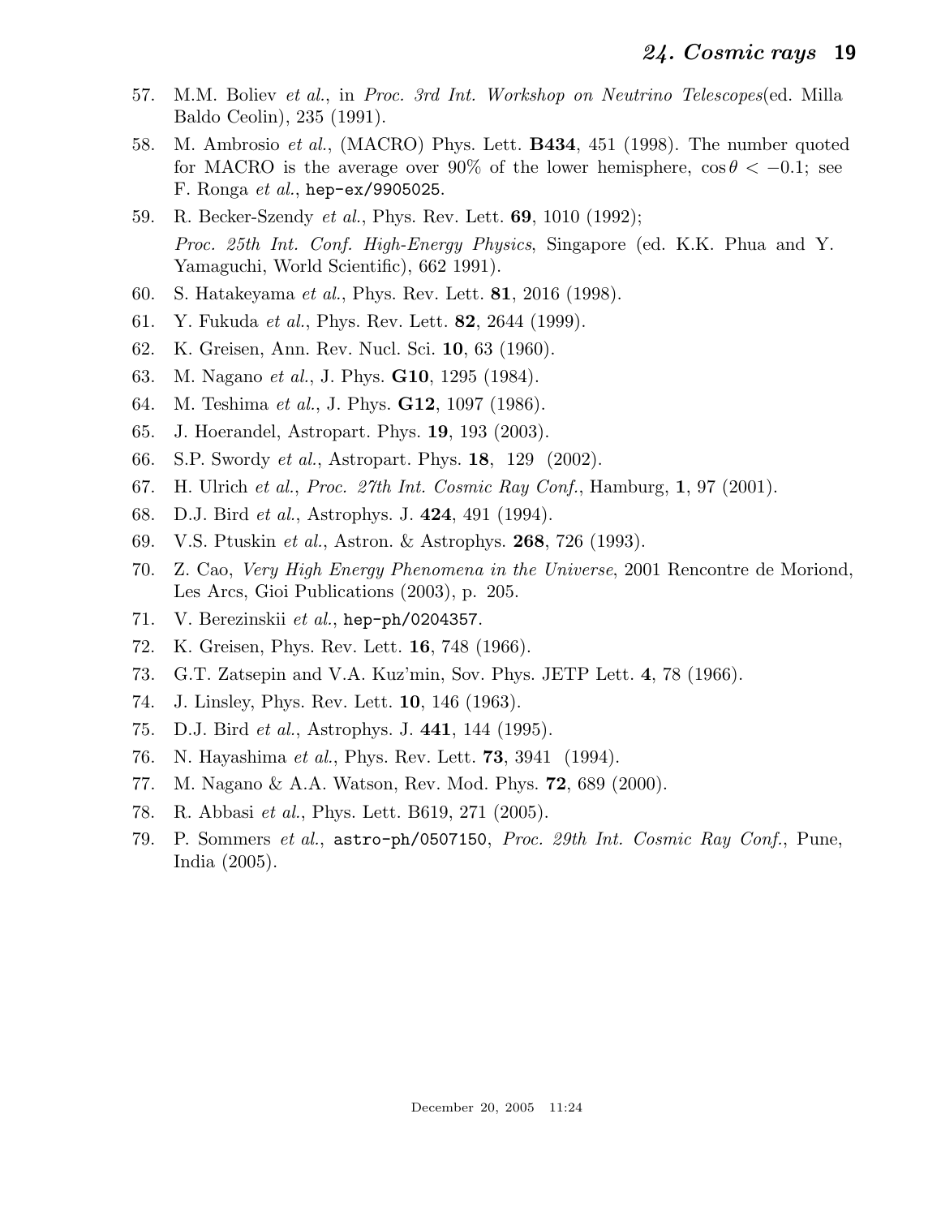57. M.M. Boliev *et al.*, in *Proc. 3rd Int. Workshop on Neutrino Telescopes*(ed. Milla Baldo Ceolin), 235 (1991).
58. M. Ambrosio *et al.*, (MACRO) Phys. Lett. **B434**, 451 (1998). The number quoted for MACRO is the average over 90% of the lower hemisphere, $\cos\theta < -0.1$; see F. Ronga *et al.*, `hep-ex/9905025`.
59. R. Becker-Szendy *et al.*, Phys. Rev. Lett. **69**, 1010 (1992);
    *Proc. 25th Int. Conf. High-Energy Physics*, Singapore (ed. K.K. Phua and Y. Yamaguchi, World Scientific), 662 1991).
60. S. Hatakeyama *et al.*, Phys. Rev. Lett. **81**, 2016 (1998).
61. Y. Fukuda *et al.*, Phys. Rev. Lett. **82**, 2644 (1999).
62. K. Greisen, Ann. Rev. Nucl. Sci. **10**, 63 (1960).
63. M. Nagano *et al.*, J. Phys. **G10**, 1295 (1984).
64. M. Teshima *et al.*, J. Phys. **G12**, 1097 (1986).
65. J. Hoerandel, Astropart. Phys. **19**, 193 (2003).
66. S.P. Swordy *et al.*, Astropart. Phys. **18**, 129 (2002).
67. H. Ulrich *et al.*, *Proc. 27th Int. Cosmic Ray Conf.*, Hamburg, **1**, 97 (2001).
68. D.J. Bird *et al.*, Astrophys. J. **424**, 491 (1994).
69. V.S. Ptuskin *et al.*, Astron. & Astrophys. **268**, 726 (1993).
70. Z. Cao, *Very High Energy Phenomena in the Universe*, 2001 Rencontre de Moriond, Les Arcs, Gioi Publications (2003), p. 205.
71. V. Berezinskii *et al.*, `hep-ph/0204357`.
72. K. Greisen, Phys. Rev. Lett. **16**, 748 (1966).
73. G.T. Zatsepin and V.A. Kuz'min, Sov. Phys. JETP Lett. **4**, 78 (1966).
74. J. Linsley, Phys. Rev. Lett. **10**, 146 (1963).
75. D.J. Bird *et al.*, Astrophys. J. **441**, 144 (1995).
76. N. Hayashima *et al.*, Phys. Rev. Lett. **73**, 3941 (1994).
77. M. Nagano & A.A. Watson, Rev. Mod. Phys. **72**, 689 (2000).
78. R. Abbasi *et al.*, Phys. Lett. B619, 271 (2005).
79. P. Sommers *et al.*, `astro-ph/0507150`, *Proc. 29th Int. Cosmic Ray Conf.*, Pune, India (2005).